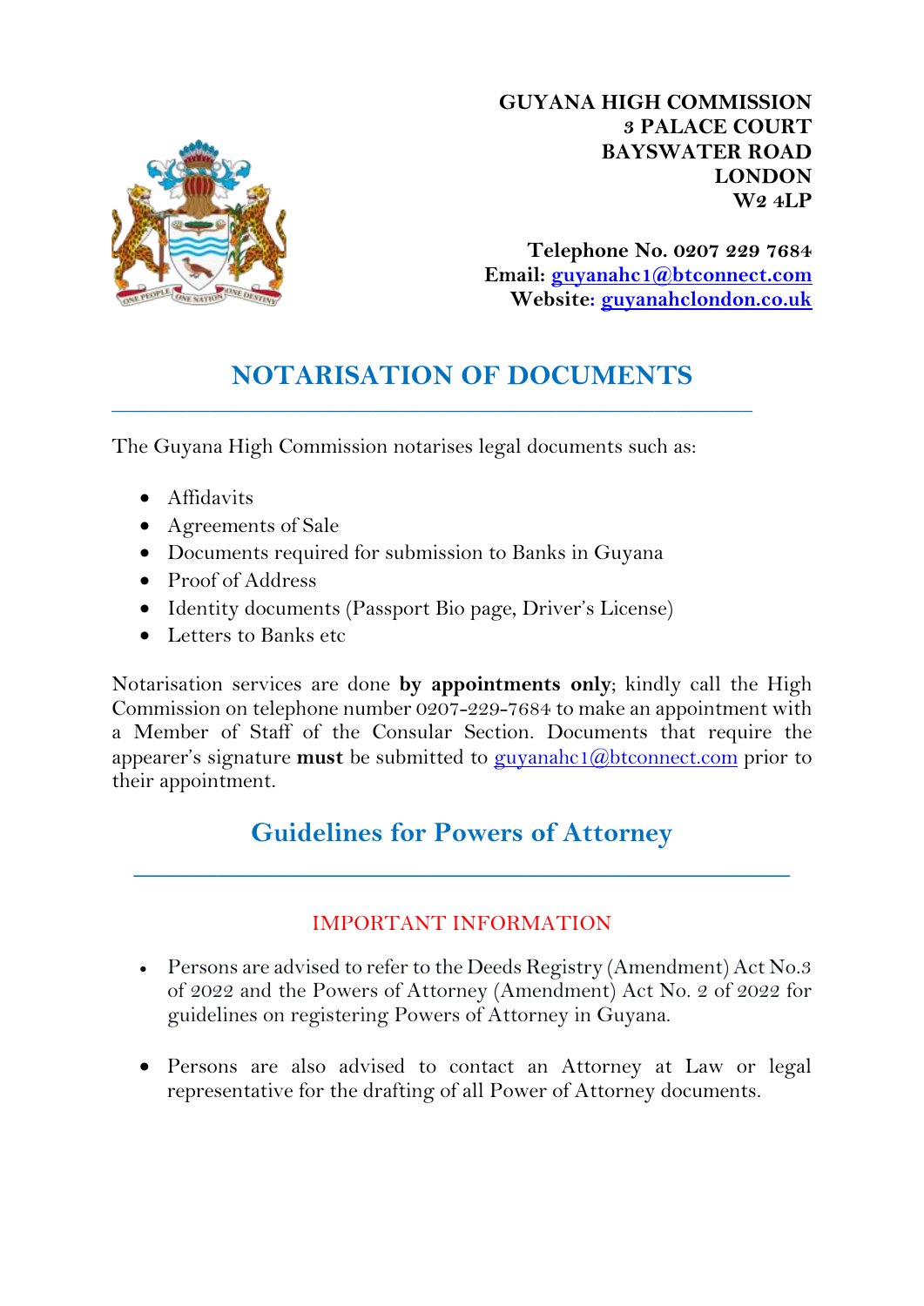**GUYANA HIGH COMMISSION**
**3 PALACE COURT**
**BAYSWATER ROAD**
**LONDON**
**W2 4LP**

**Telephone No. 0207 229 7684**
**Email: guyanahc1@btconnect.com**
**Website: guyanahclondon.co.uk**

# NOTARISATION OF DOCUMENTS

The Guyana High Commission notarises legal documents such as:

- Affidavits
- Agreements of Sale
- Documents required for submission to Banks in Guyana
- Proof of Address
- Identity documents (Passport Bio page, Driver's License)
- Letters to Banks etc

Notarisation services are done **by appointments only**; kindly call the High Commission on telephone number 0207-229-7684 to make an appointment with a Member of Staff of the Consular Section. Documents that require the appearer's signature **must** be submitted to guyanahc1@btconnect.com prior to their appointment.

## Guidelines for Powers of Attorney

### IMPORTANT INFORMATION

- Persons are advised to refer to the Deeds Registry (Amendment) Act No.3 of 2022 and the Powers of Attorney (Amendment) Act No. 2 of 2022 for guidelines on registering Powers of Attorney in Guyana.
- Persons are also advised to contact an Attorney at Law or legal representative for the drafting of all Power of Attorney documents.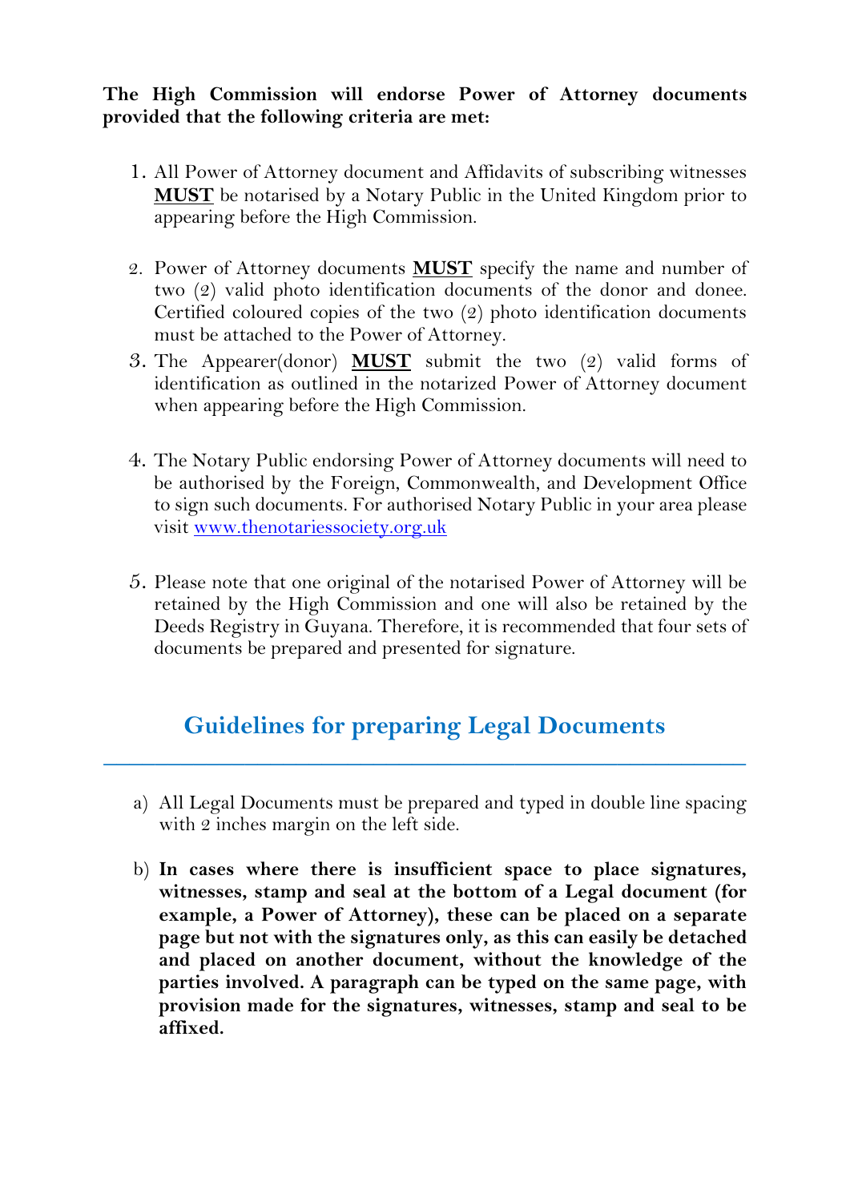**The High Commission will endorse Power of Attorney documents provided that the following criteria are met:**

1. All Power of Attorney document and Affidavits of subscribing witnesses **MUST** be notarised by a Notary Public in the United Kingdom prior to appearing before the High Commission.

2. Power of Attorney documents **MUST** specify the name and number of two (2) valid photo identification documents of the donor and donee. Certified coloured copies of the two (2) photo identification documents must be attached to the Power of Attorney.
3. The Appearer(donor) **MUST** submit the two (2) valid forms of identification as outlined in the notarized Power of Attorney document when appearing before the High Commission.

4. The Notary Public endorsing Power of Attorney documents will need to be authorised by the Foreign, Commonwealth, and Development Office to sign such documents. For authorised Notary Public in your area please visit [www.thenotariessociety.org.uk](www.thenotariessociety.org.uk)

5. Please note that one original of the notarised Power of Attorney will be retained by the High Commission and one will also be retained by the Deeds Registry in Guyana. Therefore, it is recommended that four sets of documents be prepared and presented for signature.

## Guidelines for preparing Legal Documents

a) All Legal Documents must be prepared and typed in double line spacing with 2 inches margin on the left side.

b) **In cases where there is insufficient space to place signatures, witnesses, stamp and seal at the bottom of a Legal document (for example, a Power of Attorney), these can be placed on a separate page but not with the signatures only, as this can easily be detached and placed on another document, without the knowledge of the parties involved. A paragraph can be typed on the same page, with provision made for the signatures, witnesses, stamp and seal to be affixed.**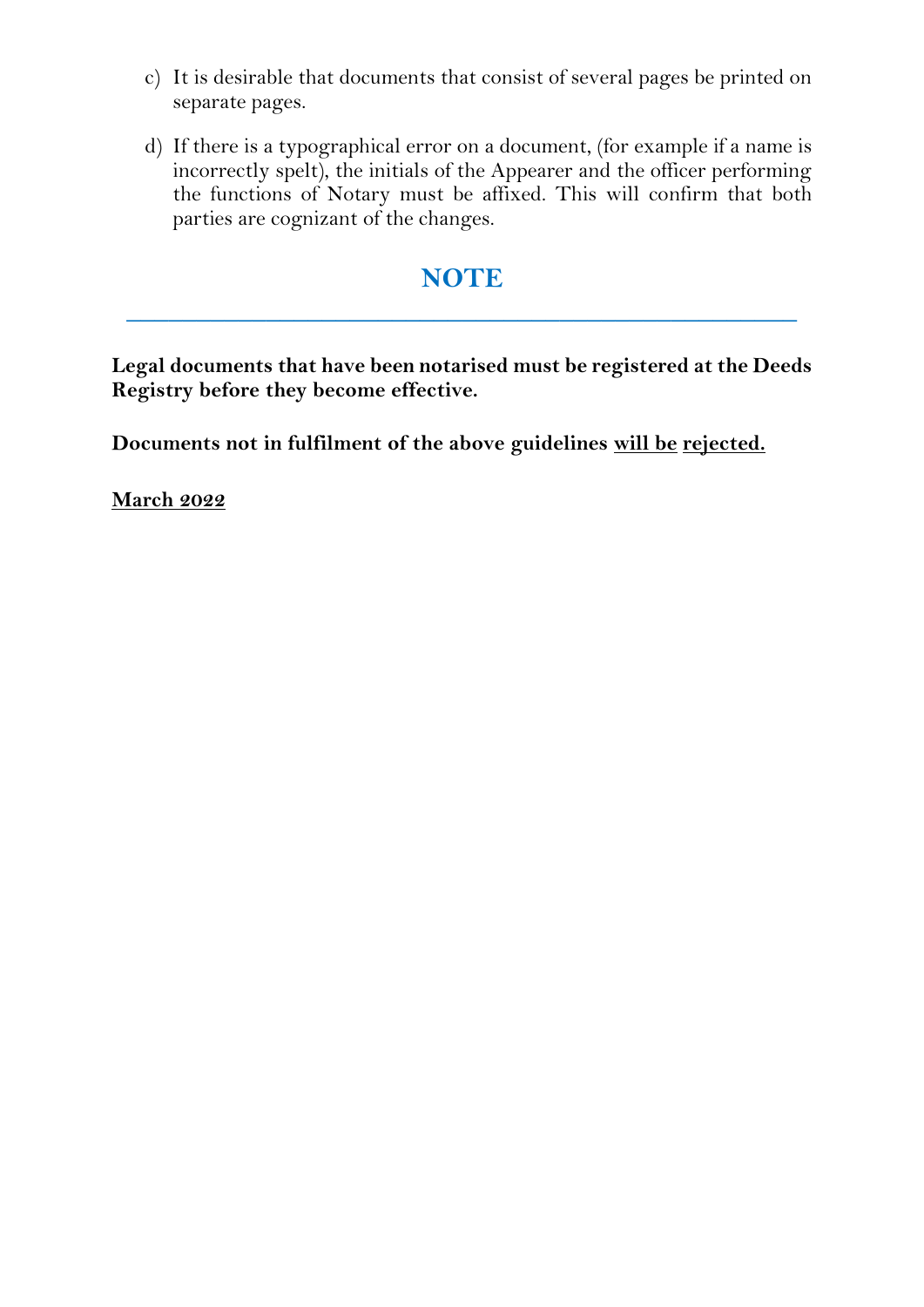c) It is desirable that documents that consist of several pages be printed on separate pages.

d) If there is a typographical error on a document, (for example if a name is incorrectly spelt), the initials of the Appearer and the officer performing the functions of Notary must be affixed. This will confirm that both parties are cognizant of the changes.

## NOTE

---

**Legal documents that have been notarised must be registered at the Deeds Registry before they become effective.**

**Documents not in fulfilment of the above guidelines <u>will be</u> <u>rejected.</u>**

**<u>March 2022</u>**